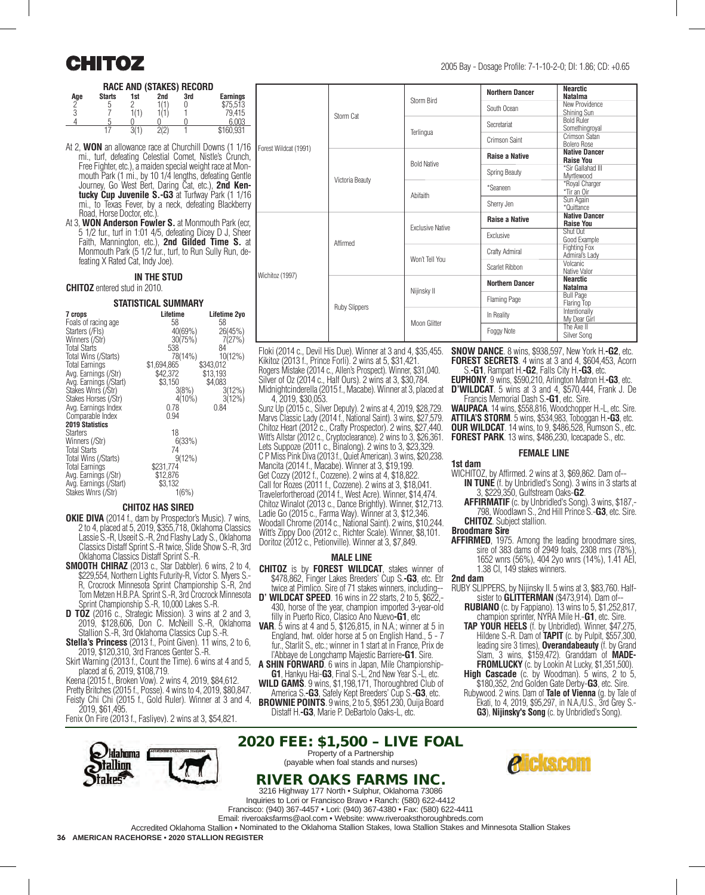# CHITOZ

2005 Bay - Dosage Profile: 7-1-10-2-0; DI: 1.86; CD: +0.65

### RACE AND (STAKES) RECORD

| Age | Starts | 1st | 2nd | 3rd | Earnings |
|---|---|---|---|---|---|
| 2 | 5 | 2 | 1(1) | 0 | $75,513 |
| 3 | 7 | 1(1) | 1(1) | 1 | 79,415 |
| 4 | 5 | 0 | 0 | 0 | 6,003 |
| | 17 | 3(1) | 2(2) | 1 | $160,931 |

At 2, **WON** an allowance race at Churchill Downs (1 1/16 mi., turf, defeating Celestial Comet, Nistle's Crunch, Free Fighter, etc.), a maiden special weight race at Monmouth Park (1 mi., by 10 1/4 lengths, defeating Gentle Journey, Go West Bert, Daring Cat, etc.), **2nd Kentucky Cup Juvenile S.-G3** at Turfway Park (1 1/16 mi., to Texas Fever, by a neck, defeating Blackberry Road, Horse Doctor, etc.).

At 3, **WON Anderson Fowler S.** at Monmouth Park (ecr, 5 1/2 fur., turf in 1:01 4/5, defeating Dicey D J, Sheer Faith, Mannington, etc.), **2nd Gilded Time S.** at Monmouth Park (5 1/2 fur., turf, to Run Sully Run, defeating X Rated Cat, Indy Joe).

### IN THE STUD

**CHITOZ** entered stud in 2010.

### STATISTICAL SUMMARY

| 7 crops | Lifetime | Lifetime 2yo |
|---|---|---|
| Foals of racing age | 58 | 58 |
| Starters (/Fls) | 40(69%) | 26(45%) |
| Winners (/Str) | 30(75%) | 7(27%) |
| Total Starts | 538 | 84 |
| Total Wins (/Starts) | 78(14%) | 10(12%) |
| Total Earnings | $1,694,865 | $343,012 |
| Avg. Earnings (/Str) | $42,372 | $13,193 |
| Avg. Earnings (/Start) | $3,150 | $4,083 |
| Stakes Wnrs (/Str) | 3(8%) | 3(12%) |
| Stakes Horses (/Str) | 4(10%) | 3(12%) |
| Avg. Earnings Index | 0.78 | 0.84 |
| Comparable Index | 0.94 | |
| **2019 Statistics** | | |
| Starters | 18 | |
| Winners (/Str) | 6(33%) | |
| Total Starts | 74 | |
| Total Wins (/Starts) | 9(12%) | |
| Total Earnings | $231,774 | |
| Avg. Earnings (/Str) | $12,876 | |
| Avg. Earnings (/Start) | $3,132 | |
| Stakes Wnrs (/Str) | 1(6%) | |

| | | | | |
|---|---|---|---|---|
| Forest Wildcat (1991) | Storm Cat | Storm Bird | **Northern Dancer** | **Nearctic** / **Natalma** |
| | | | South Ocean | New Providence / Shining Sun |
| | | Terlingua | Secretariat | Bold Ruler / Somethingroyal |
| | | | Crimson Saint | Crimson Satan / Bolero Rose |
| | Victoria Beauty | Bold Native | **Raise a Native** | **Native Dancer** / **Raise You** |
| | | | Spring Beauty | *Sir Gallahad III / Myrtlewood |
| | | Abifaith | *Seaneen | *Royal Charger / *Tir an Oir |
| | | | Sherry Jen | Sun Again / *Quittance |
| Wichitoz (1997) | Affirmed | Exclusive Native | **Raise a Native** | **Native Dancer** / **Raise You** |
| | | | Exclusive | Shut Out / Good Example |
| | | Won't Tell You | Crafty Admiral | Fighting Fox / Admiral's Lady |
| | | | Scarlet Ribbon | Volcanic / Native Valor |
| | Ruby Slippers | Nijinsky II | **Northern Dancer** | **Nearctic** / **Natalma** |
| | | | Flaming Page | Bull Page / Flaring Top |
| | | Moon Glitter | In Reality | Intentionally / My Dear Girl |
| | | | Foggy Note | The Axe II / Silver Song |

### CHITOZ HAS SIRED

**OKIE DIVA** (2014 f., dam by Prospector's Music). 7 wins, 2 to 4, placed at 5, 2019, $355,718, Oklahoma Classics Lassie S.-R, Useeit S.-R, 2nd Flashy Lady S., Oklahoma Classics Distaff Sprint S.-R twice, Slide Show S.-R, 3rd Oklahoma Classics Distaff Sprint S.-R.

**SMOOTH CHIRAZ** (2013 c., Star Dabbler). 6 wins, 2 to 4, $229,554, Northern Lights Futurity-R, Victor S. Myers S.-R, Crocrock Minnesota Sprint Championship S.-R, 2nd Tom Metzen H.B.P.A. Sprint S.-R, 3rd Crocrock Minnesota Sprint Championship S.-R, 10,000 Lakes S.-R.

**D TOZ** (2016 c., Strategic Mission). 3 wins at 2 and 3, 2019, $128,606, Don C. McNeill S.-R, Oklahoma Stallion S.-R, 3rd Oklahoma Classics Cup S.-R.

**Stella's Princess** (2013 f., Point Given). 11 wins, 2 to 6, 2019, $120,310, 3rd Frances Genter S.-R.

Skirt Warning (2013 f., Count the Time). 6 wins at 4 and 5, placed at 6, 2019, $108,719.

Keena (2015 f., Broken Vow). 2 wins 4, 2019, $84,612.

Pretty Britches (2015 f., Posse). 4 wins to 4, 2019, $80,847.

Feisty Chi Chi (2015 f., Gold Ruler). Winner at 3 and 4, 2019, $61,495.

Fenix On Fire (2013 f., Fasliyev). 2 wins at 3, $54,821.

Floki (2014 c., Devil His Due). Winner at 3 and 4, $35,455.

Kikitoz (2013 f., Prince Forli). 2 wins at 5, $31,421.

Rogers Mistake (2014 c., Allen's Prospect). Winner, $31,040.

Silver of Oz (2014 c., Half Ours). 2 wins at 3, $30,784.

Midnightcinderella (2015 f., Macabe). Winner at 3, placed at 4, 2019, $30,053.

Sunz Up (2015 c., Silver Deputy). 2 wins at 4, 2019, $28,729.

Marvs Classic Lady (2014 f., National Saint). 3 wins, $27,579.

Chitoz Heart (2012 c., Crafty Prospector). 2 wins, $27,440.

Witt's Allstar (2012 c., Cryptoclearance). 2 wins to 3, $26,361.

Lets Suppoze (2011 c., Binalong). 2 wins to 3, $23,329.

C P Miss Pink Diva (2013 f., Quiet American). 3 wins, $20,238.

Mancita (2014 f., Macabe). Winner at 3, $19,199.

Get Cozzy (2012 f., Cozzene). 2 wins at 4, $18,822.

Call for Rozes (2011 f., Cozzene). 2 wins at 3, $18,041.

Travelerfortheroad (2014 f., West Acre). Winner, $14,474.

Chitoz Winalot (2013 c., Dance Brightly). Winner, $12,713.

Ladie Go (2015 c., Farma Way). Winner at 3, $12,346.

Woodall Chrome (2014 c., National Saint). 2 wins, $10,244.

Witt's Zippy Doo (2012 c., Richter Scale). Winner, $8,101.

Doritoz (2012 c., Petionville). Winner at 3, $7,849.

### MALE LINE

**CHITOZ** is by **FOREST WILDCAT**, stakes winner of $478,862, Finger Lakes Breeders' Cup S.-**G3**, etc. Etr twice at Pimlico. Sire of 71 stakes winners, including--

**D' WILDCAT SPEED**. 16 wins in 22 starts, 2 to 5, $622,430, horse of the year, champion imported 3-year-old filly in Puerto Rico, Clasico Ano Nuevo-**G1**, etc

**VAR**. 5 wins at 4 and 5, $126,815, in N.A.; winner at 5 in England, hwt. older horse at 5 on English Hand., 5 - 7 fur., Starlit S., etc.; winner in 1 start at in France, Prix de l'Abbaye de Longchamp Majestic Barriere-**G1**. Sire.

**A SHIN FORWARD**. 6 wins in Japan, Mile Championship-**G1**, Hankyu Hai-**G3**, Final S.-L, 2nd New Year S.-L, etc.

**WILD GAMS**. 9 wins, $1,198,171, Thoroughbred Club of America S.-**G3**, Safely Kept Breeders' Cup S.-**G3**, etc.

**BROWNIE POINTS**. 9 wins, 2 to 5, $951,230, Ouija Board Distaff H.-**G3**, Marie P. DeBartolo Oaks-L, etc.

**SNOW DANCE**. 8 wins, $938,597, New York H.-**G2**, etc.

**FOREST SECRETS**. 4 wins at 3 and 4, $604,453, Acorn S.-**G1**, Rampart H.-**G2**, Falls City H.-**G3**, etc.

**EUPHONY**. 9 wins, $590,210, Arlington Matron H.-**G3**, etc.

**D'WILDCAT**. 5 wins at 3 and 4, $570,444, Frank J. De Francis Memorial Dash S.-**G1**, etc. Sire.

**WAUPACA**. 14 wins, $558,816, Woodchopper H.-L, etc. Sire.

**ATTILA'S STORM**. 5 wins, $534,983, Toboggan H.-**G3**, etc.

**OUR WILDCAT**. 14 wins, to 9, $486,528, Rumson S., etc.

**FOREST PARK**. 13 wins, $486,230, Icecapade S., etc.

### FEMALE LINE

**1st dam**

WICHITOZ, by Affirmed. 2 wins at 3, $69,862. Dam of--

**IN TUNE** (f. by Unbridled's Song). 3 wins in 3 starts at 3, $229,350, Gulfstream Oaks-**G2**.

**AFFIRMATIF** (c. by Unbridled's Song). 3 wins, $187,798, Woodlawn S., 2nd Hill Prince S.-**G3**, etc. Sire.

**CHITOZ**. Subject stallion.

**Broodmare Sire**

**AFFIRMED**, 1975. Among the leading broodmare sires, sire of 383 dams of 2949 foals, 2308 rnrs (78%), 1652 wnrs (56%), 404 2yo wnrs (14%), 1.41 AEI, 1.38 CI, 149 stakes winners.

**2nd dam**

RUBY SLIPPERS, by Nijinsky II. 5 wins at 3, $83,760. Half-sister to **GLITTERMAN** ($473,914). Dam of--

**RUBIANO** (c. by Fappiano). 13 wins to 5, $1,252,817, champion sprinter, NYRA Mile H.-**G1**, etc. Sire.

**TAP YOUR HEELS** (f. by Unbridled). Winner, $47,275, Hildene S.-R. Dam of **TAPIT** (c. by Pulpit, $557,300, leading sire 3 times), **Overandabeauty** (f. by Grand Slam, 3 wins, $159,472). Granddam of **MADEFROMLUCKY** (c. by Lookin At Lucky, $1,351,500).

**High Cascade** (c. by Woodman). 5 wins, 2 to 5, $180,352, 2nd Golden Gate Derby-**G3**, etc. Sire.

Rubywood. 2 wins. Dam of **Tale of Vienna** (g. by Tale of Ekati, to 4, 2019, $95,297, in N.A./U.S., 3rd Grey S.-**G3**), **Nijinsky's Song** (c. by Unbridled's Song).

## 2020 FEE: $1,500 – LIVE FOAL

Property of a Partnership
(payable when foal stands and nurses)

## RIVER OAKS FARMS INC.

3216 Highway 177 North • Sulphur, Oklahoma 73086
Inquiries to Lori or Francisco Bravo • Ranch: (580) 622-4412
Francisco: (940) 367-4457 • Lori: (940) 367-4380 • Fax: (580) 622-4411
Email: riveroaksfarms@aol.com • Website: www.riveroaksthoroughbreds.com
Accredited Oklahoma Stallion • Nominated to the Oklahoma Stallion Stakes, Iowa Stallion Stakes and Minnesota Stallion Stakes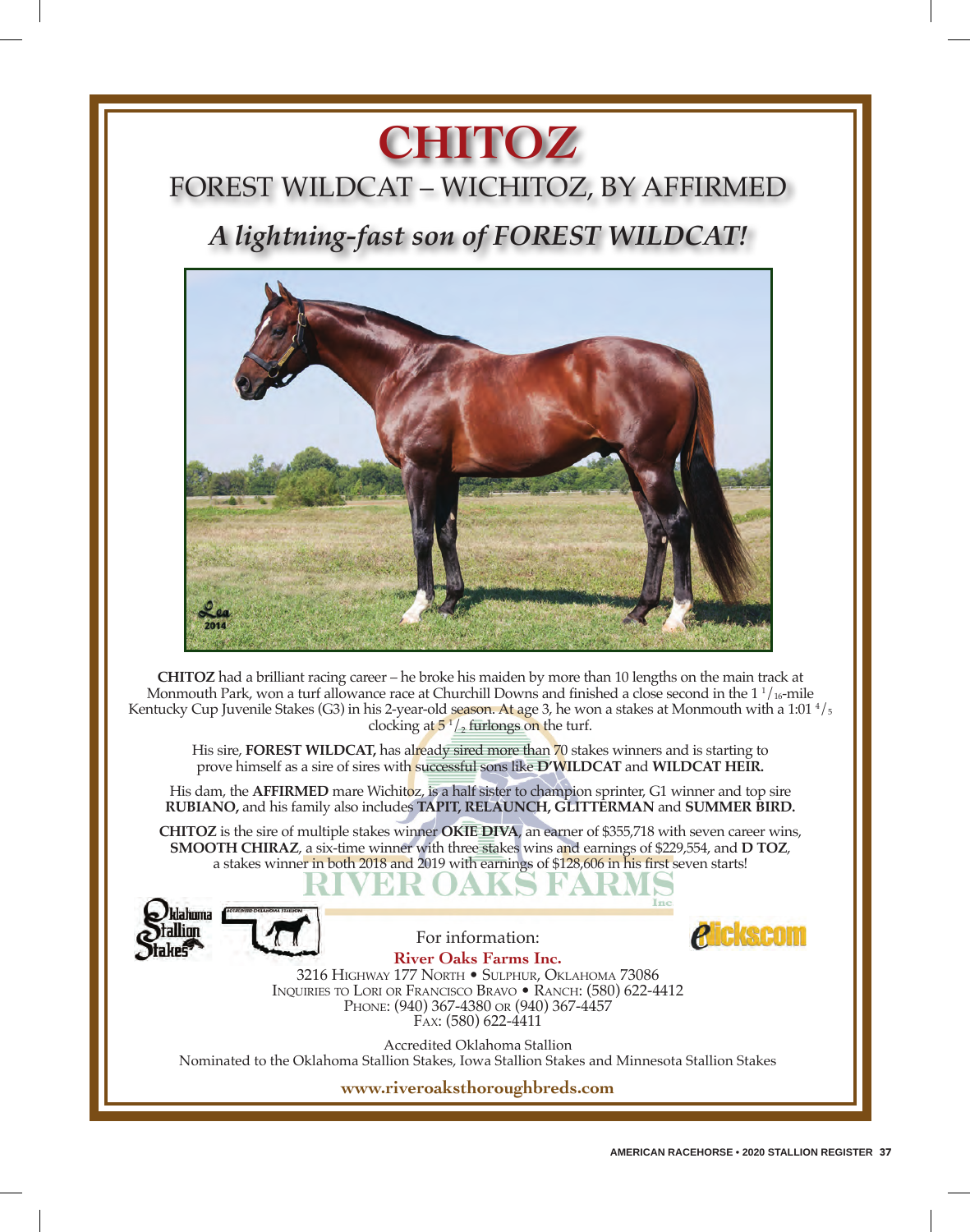# CHITOZ

## FOREST WILDCAT – WICHITOZ, BY AFFIRMED

### *A lightning-fast son of FOREST WILDCAT!*

**CHITOZ** had a brilliant racing career – he broke his maiden by more than 10 lengths on the main track at Monmouth Park, won a turf allowance race at Churchill Downs and finished a close second in the 1 1/16-mile Kentucky Cup Juvenile Stakes (G3) in his 2-year-old season. At age 3, he won a stakes at Monmouth with a 1:01 4/5 clocking at 5 1/2 furlongs on the turf.

His sire, **FOREST WILDCAT,** has already sired more than 70 stakes winners and is starting to prove himself as a sire of sires with successful sons like **D'WILDCAT** and **WILDCAT HEIR.**

His dam, the **AFFIRMED** mare Wichitoz, is a half sister to champion sprinter, G1 winner and top sire **RUBIANO,** and his family also includes **TAPIT, RELAUNCH, GLITTERMAN** and **SUMMER BIRD.**

**CHITOZ** is the sire of multiple stakes winner **OKIE DIVA**, an earner of $355,718 with seven career wins, **SMOOTH CHIRAZ**, a six-time winner with three stakes wins and earnings of $229,554, and **D TOZ**, a stakes winner in both 2018 and 2019 with earnings of $128,606 in his first seven starts!

RIVER OAKS FARMS Inc

For information:

**River Oaks Farms Inc.**

3216 Highway 177 North • Sulphur, Oklahoma 73086
Inquiries to Lori or Francisco Bravo • Ranch: (580) 622-4412
Phone: (940) 367-4380 or (940) 367-4457
Fax: (580) 622-4411

Accredited Oklahoma Stallion
Nominated to the Oklahoma Stallion Stakes, Iowa Stallion Stakes and Minnesota Stallion Stakes

**www.riveroaksthoroughbreds.com**